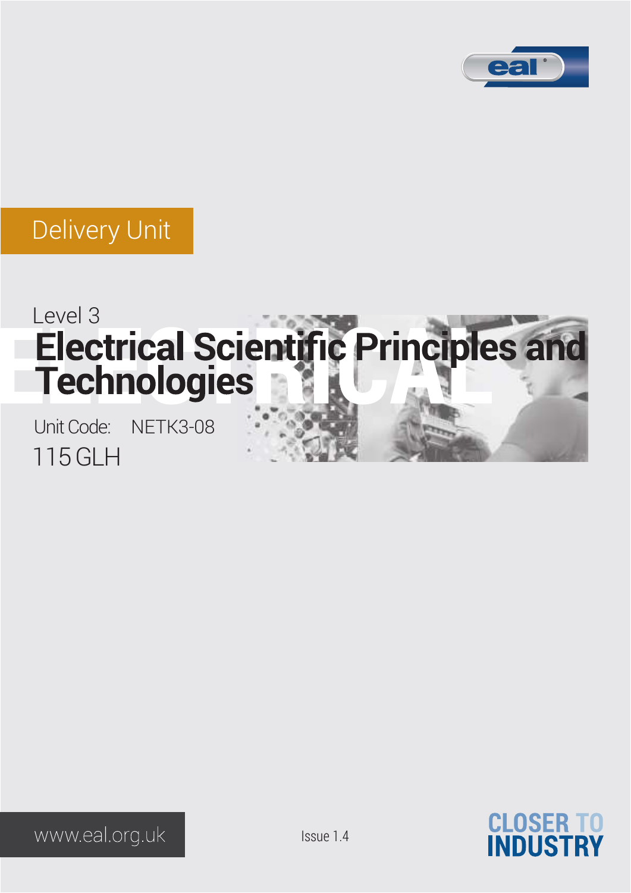Delivery Unit

Level 3

# Electrical Scientific Principles and Technologies

Unit Code: NETK3-08

115 GLH

www.eal.org.uk

Issue 1.4

CLOSER TO INDUSTRY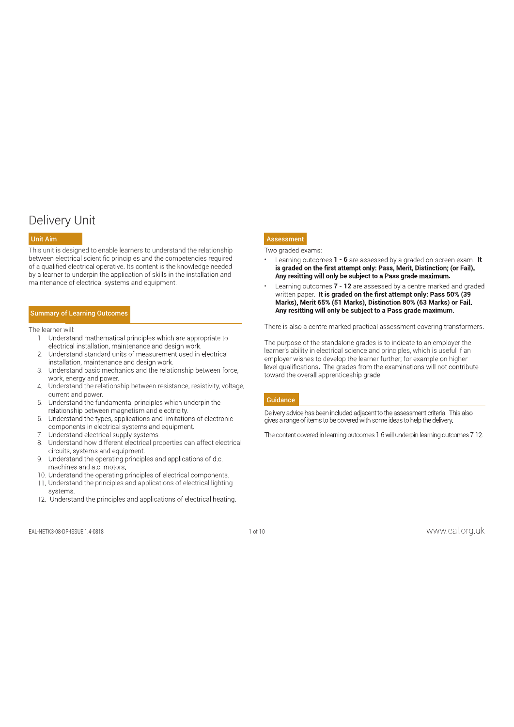# Delivery Unit

## Unit Aim

This unit is designed to enable learners to understand the relationship between electrical scientific principles and the competencies required of a qualified electrical operative. Its content is the knowledge needed by a learner to underpin the application of skills in the installation and maintenance of electrical systems and equipment.

## Summary of Learning Outcomes

The learner will:

1. Understand mathematical principles which are appropriate to electrical installation, maintenance and design work.
2. Understand standard units of measurement used in electrical installation, maintenance and design work.
3. Understand basic mechanics and the relationship between force, work, energy and power.
4. Understand the relationship between resistance, resistivity, voltage, current and power.
5. Understand the fundamental principles which underpin the relationship between magnetism and electricity.
6. Understand the types, applications and limitations of electronic components in electrical systems and equipment.
7. Understand electrical supply systems.
8. Understand how different electrical properties can affect electrical circuits, systems and equipment.
9. Understand the operating principles and applications of d.c. machines and a.c. motors.
10. Understand the operating principles of electrical components.
11. Understand the principles and applications of electrical lighting systems.
12. Understand the principles and applications of electrical heating.

## Assessment

Two graded exams:

- Learning outcomes **1 - 6** are assessed by a graded on-screen exam. **It is graded on the first attempt only: Pass, Merit, Distinction; (or Fail). Any resitting will only be subject to a Pass grade maximum.**
- Learning outcomes **7 - 12** are assessed by a centre marked and graded written paper. **It is graded on the first attempt only: Pass 50% (39 Marks), Merit 65% (51 Marks), Distinction 80% (63 Marks) or Fail. Any resitting will only be subject to a Pass grade maximum.**

There is also a centre marked practical assessment covering transformers.

The purpose of the standalone grades is to indicate to an employer the learner's ability in electrical science and principles, which is useful if an employer wishes to develop the learner further; for example on higher level qualifications. The grades from the examinations will not contribute toward the overall apprenticeship grade.

## Guidance

Delivery advice has been included adjacent to the assessment criteria. This also gives a range of items to be covered with some ideas to help the delivery.

The content covered in learning outcomes 1-6 will underpin learning outcomes 7-12.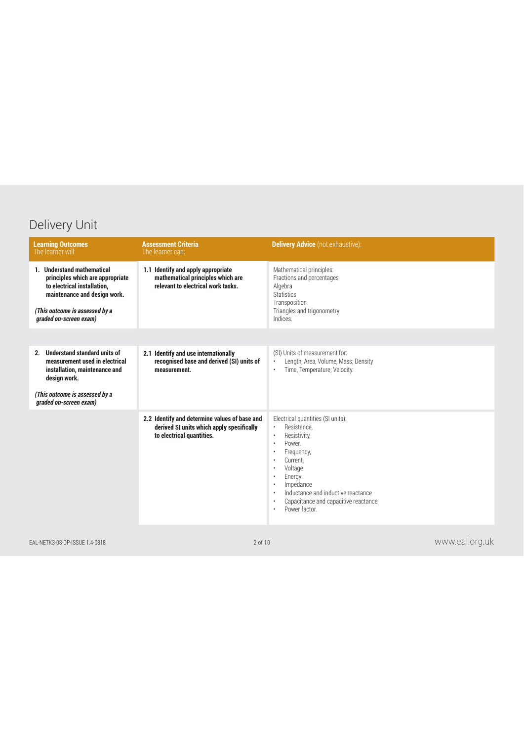## Delivery Unit

| **Learning Outcomes** The learner will: | **Assessment Criteria** The learner can: | **Delivery Advice** (not exhaustive): |
|---|---|---|
| **1. Understand mathematical principles which are appropriate to electrical installation, maintenance and design work.** <br><br> ***(This outcome is assessed by a graded on-screen exam)*** | **1.1 Identify and apply appropriate mathematical principles which are relevant to electrical work tasks.** | Mathematical principles: <br> Fractions and percentages <br> Algebra <br> Statistics <br> Transposition <br> Triangles and trigonometry <br> Indices. |
| **2. Understand standard units of measurement used in electrical installation, maintenance and design work.** <br><br> ***(This outcome is assessed by a graded on-screen exam)*** | **2.1 Identify and use internationally recognised base and derived (SI) units of measurement.** | (SI) Units of measurement for: <br> • Length, Area, Volume, Mass; Density <br> • Time, Temperature; Velocity. |
| | **2.2 Identify and determine values of base and derived SI units which apply specifically to electrical quantities.** | Electrical quantities (SI units): <br> • Resistance, <br> • Resistivity, <br> • Power. <br> • Frequency, <br> • Current, <br> • Voltage <br> • Energy <br> • Impedance <br> • Inductance and inductive reactance <br> • Capacitance and capacitive reactance <br> • Power factor. |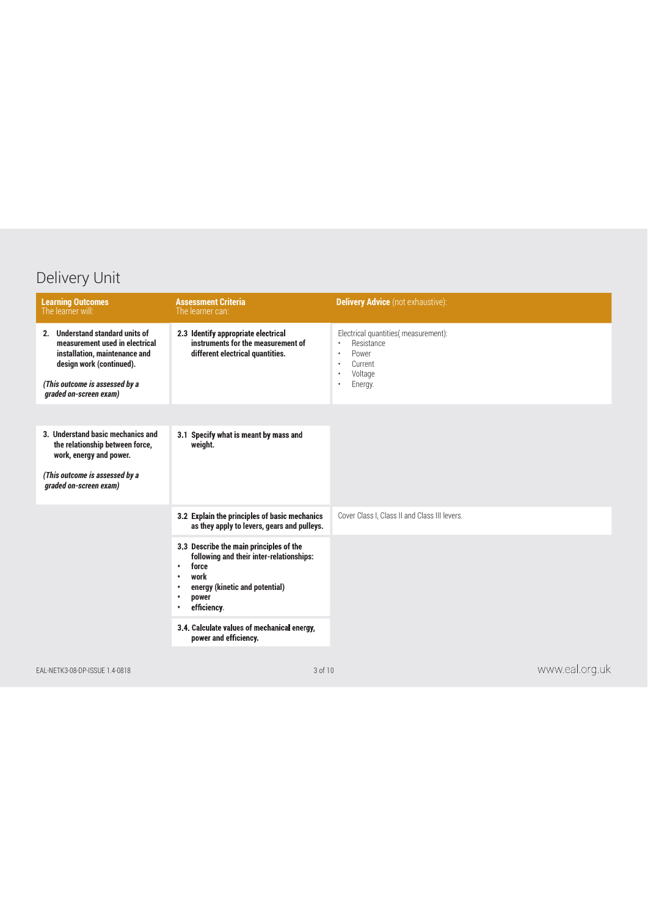## Delivery Unit

| **Learning Outcomes** The learner will: | **Assessment Criteria** The learner can: | **Delivery Advice** (not exhaustive): |
|---|---|---|
| **2. Understand standard units of measurement used in electrical installation, maintenance and design work (continued).** *(This outcome is assessed by a graded on-screen exam)* | **2.3 Identify appropriate electrical instruments for the measurement of different electrical quantities.** | Electrical quantities( measurement): • Resistance • Power • Current • Voltage • Energy. |

| **Learning Outcomes** The learner will: | **Assessment Criteria** The learner can: | **Delivery Advice** (not exhaustive): |
|---|---|---|
| **3. Understand basic mechanics and the relationship between force, work, energy and power.** *(This outcome is assessed by a graded on-screen exam)* | **3.1 Specify what is meant by mass and weight.** | |
| | **3.2 Explain the principles of basic mechanics as they apply to levers, gears and pulleys.** | Cover Class I, Class II and Class III levers. |
| | **3.3 Describe the main principles of the following and their inter-relationships:** • **force** • **work** • **energy (kinetic and potential)** • **power** • **efficiency.** | |
| | **3.4. Calculate values of mechanical energy, power and efficiency.** | |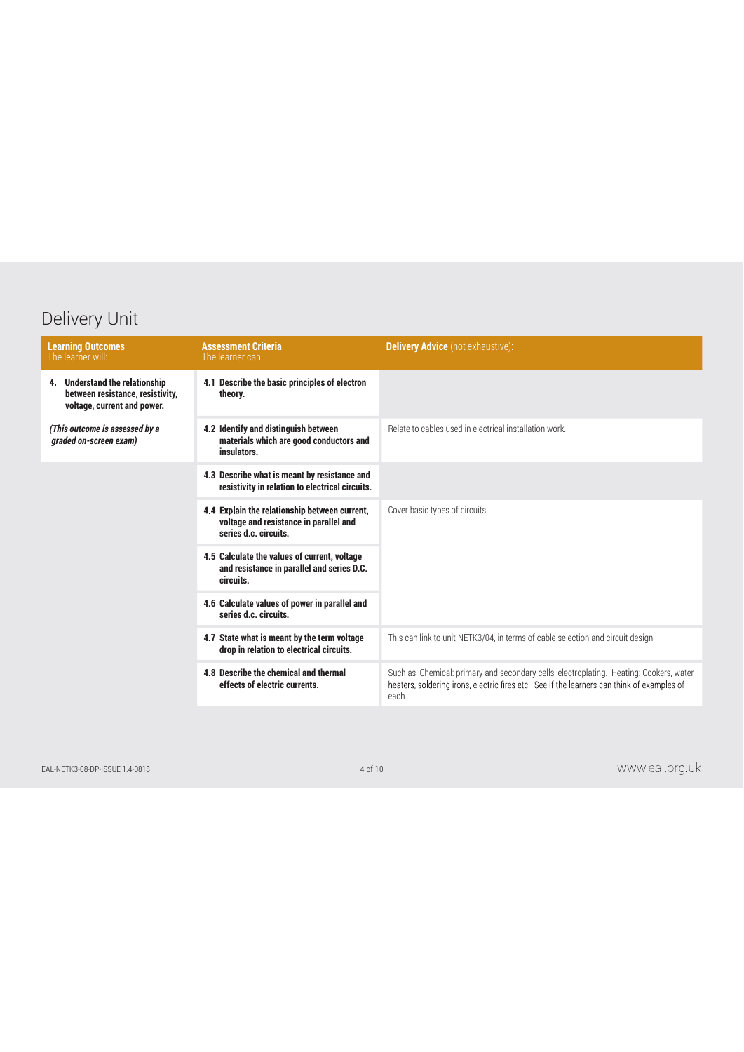## Delivery Unit

| **Learning Outcomes** The learner will: | **Assessment Criteria** The learner can: | **Delivery Advice** (not exhaustive): |
|---|---|---|
| **4. Understand the relationship between resistance, resistivity, voltage, current and power.** *(This outcome is assessed by a graded on-screen exam)* | **4.1 Describe the basic principles of electron theory.** | |
| | **4.2 Identify and distinguish between materials which are good conductors and insulators.** | Relate to cables used in electrical installation work. |
| | **4.3 Describe what is meant by resistance and resistivity in relation to electrical circuits.** | |
| | **4.4 Explain the relationship between current, voltage and resistance in parallel and series d.c. circuits.** | Cover basic types of circuits. |
| | **4.5 Calculate the values of current, voltage and resistance in parallel and series D.C. circuits.** | |
| | **4.6 Calculate values of power in parallel and series d.c. circuits.** | |
| | **4.7 State what is meant by the term voltage drop in relation to electrical circuits.** | This can link to unit NETK3/04, in terms of cable selection and circuit design |
| | **4.8 Describe the chemical and thermal effects of electric currents.** | Such as: Chemical: primary and secondary cells, electroplating. Heating: Cookers, water heaters, soldering irons, electric fires etc. See if the learners can think of examples of each. |

EAL-NETK3-08-DP-ISSUE 1.4-0818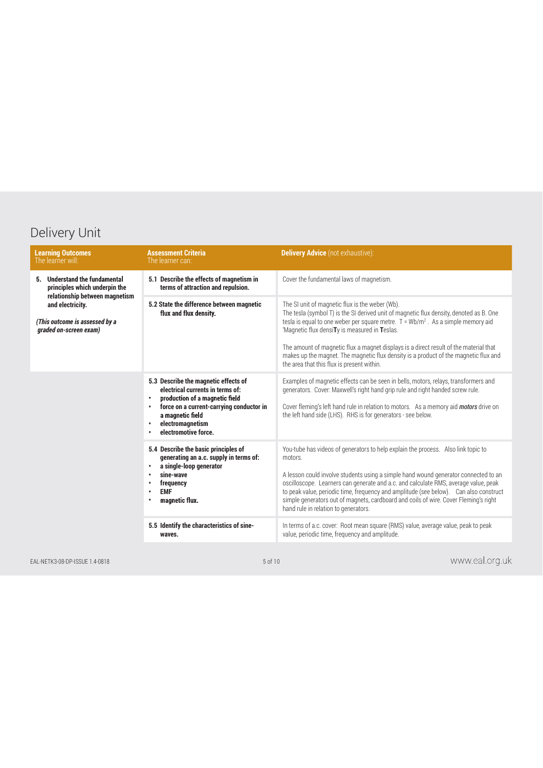# Delivery Unit

| **Learning Outcomes** The learner will: | **Assessment Criteria** The learner can: | **Delivery Advice** (not exhaustive): |
|---|---|---|
| **5. Understand the fundamental principles which underpin the relationship between magnetism and electricity.** ***(This outcome is assessed by a graded on-screen exam)*** | **5.1 Describe the effects of magnetism in terms of attraction and repulsion.** | Cover the fundamental laws of magnetism. |
| | **5.2 State the difference between magnetic flux and flux density.** | The SI unit of magnetic flux is the weber (Wb). The tesla (symbol T) is the SI derived unit of magnetic flux density, denoted as B. One tesla is equal to one weber per square metre. $T = Wb/m^2$. As a simple memory aid 'Magnetic flux densi**T**y is measured in **T**eslas. The amount of magnetic flux a magnet displays is a direct result of the material that makes up the magnet. The magnetic flux density is a product of the magnetic flux and the area that this flux is present within. |
| | **5.3 Describe the magnetic effects of electrical currents in terms of:** • **production of a magnetic field** • **force on a current-carrying conductor in a magnetic field** • **electromagnetism** • **electromotive force.** | Examples of magnetic effects can be seen in bells, motors, relays, transformers and generators. Cover: Maxwell's right hand grip rule and right handed screw rule. Cover fleming's left hand rule in relation to motors. As a memory aid ***motors*** drive on the left hand side (LHS). RHS is for generators - see below. |
| | **5.4 Describe the basic principles of generating an a.c. supply in terms of:** • **a single-loop generator** • **sine-wave** • **frequency** • **EMF** • **magnetic flux.** | You-tube has videos of generators to help explain the process. Also link topic to motors. A lesson could involve students using a simple hand wound generator connected to an oscilloscope. Learners can generate and a.c. and calculate RMS, average value, peak to peak value, periodic time, frequency and amplitude (see below). Can also construct simple generators out of magnets, cardboard and coils of wire. Cover Fleming's right hand rule in relation to generators. |
| | **5.5 Identify the characteristics of sine-waves.** | In terms of a.c. cover: Root mean square (RMS) value, average value, peak to peak value, periodic time, frequency and amplitude. |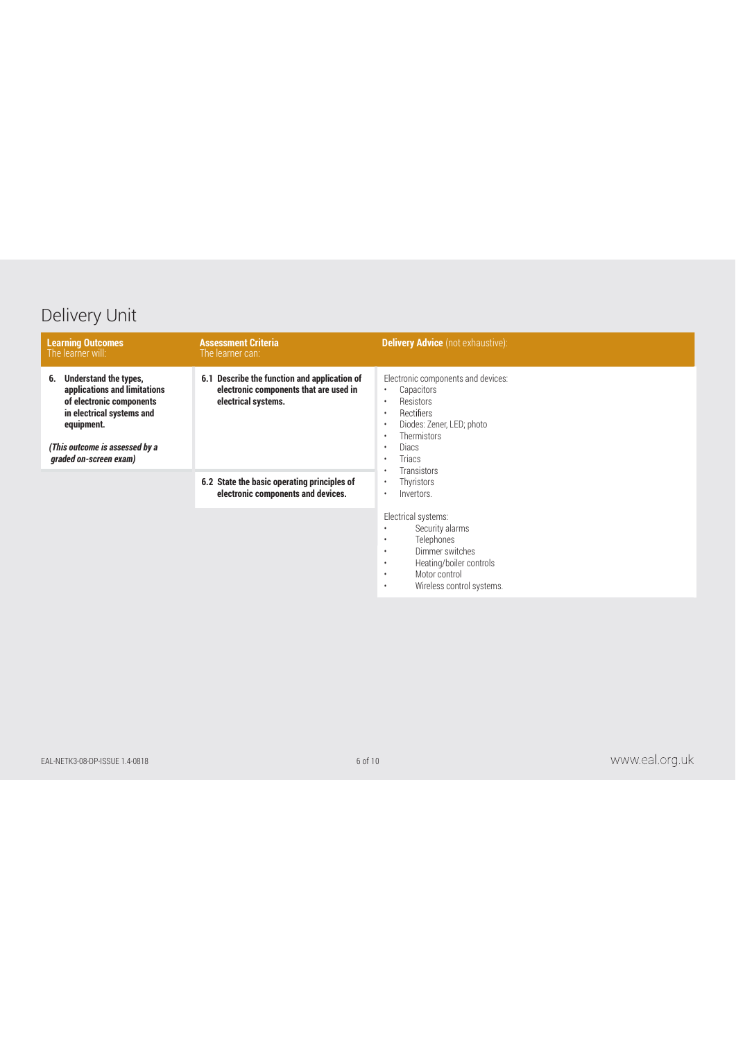# Delivery Unit

| **Learning Outcomes** The learner will: | **Assessment Criteria** The learner can: | **Delivery Advice** (not exhaustive): |
|---|---|---|
| **6. Understand the types, applications and limitations of electronic components in electrical systems and equipment.** *(This outcome is assessed by a graded on-screen exam)* | **6.1 Describe the function and application of electronic components that are used in electrical systems.** | Electronic components and devices: • Capacitors • Resistors • Rectifiers • Diodes: Zener, LED; photo • Thermistors • Diacs • Triacs • Transistors • Thyristors • Invertors. Electrical systems: • Security alarms • Telephones • Dimmer switches • Heating/boiler controls • Motor control • Wireless control systems. |
| | **6.2 State the basic operating principles of electronic components and devices.** | |

EAL-NETK3-08-DP-ISSUE 1.4-0818